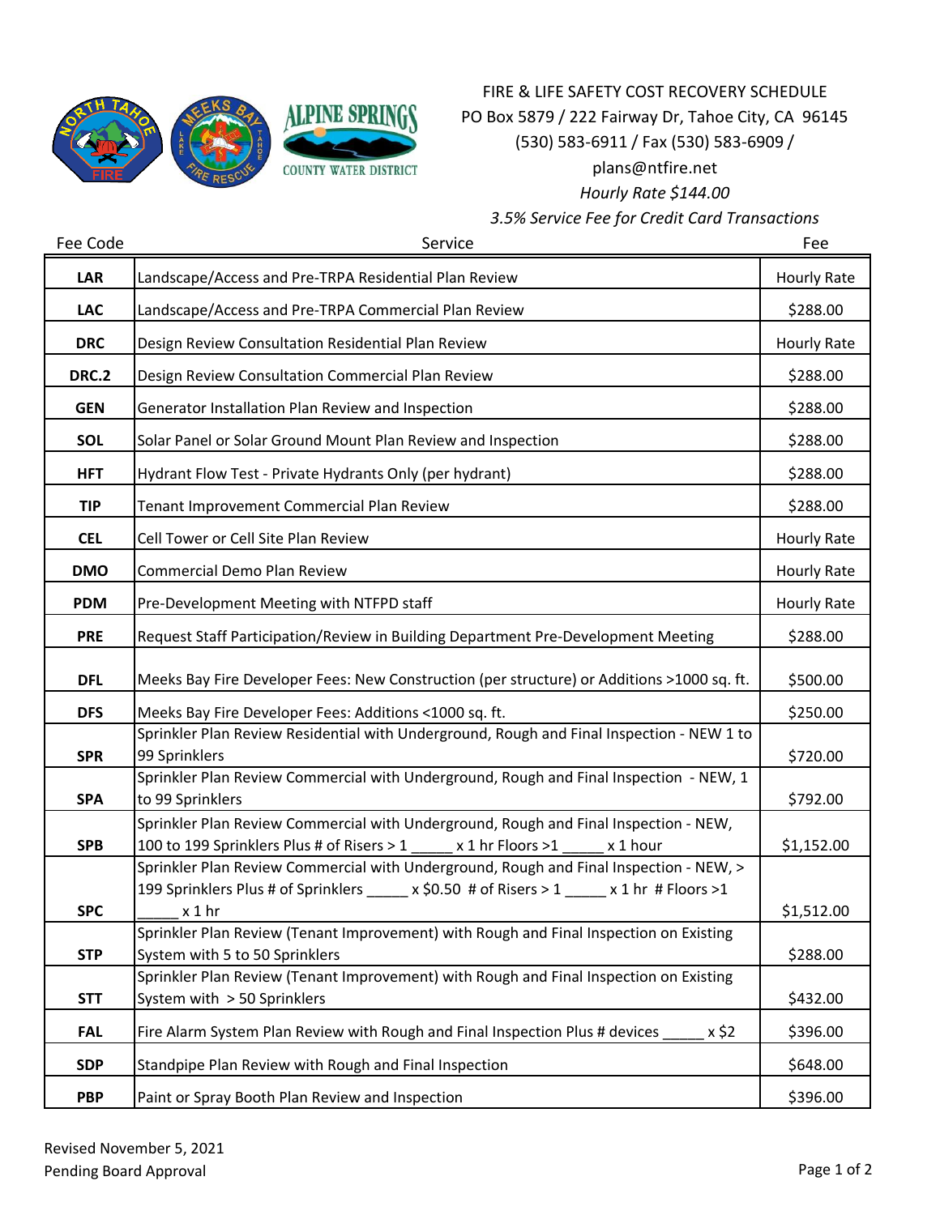FIRE & LIFE SAFETY COST RECOVERY SCHEDULE
PO Box 5879 / 222 Fairway Dr, Tahoe City, CA 96145
(530) 583-6911 / Fax (530) 583-6909 /
plans@ntfire.net
*Hourly Rate $144.00*
*3.5% Service Fee for Credit Card Transactions*

| Fee Code | Service | Fee |
|---|---|---|
| LAR | Landscape/Access and Pre-TRPA Residential Plan Review | Hourly Rate |
| LAC | Landscape/Access and Pre-TRPA Commercial Plan Review | $288.00 |
| DRC | Design Review Consultation Residential Plan Review | Hourly Rate |
| DRC.2 | Design Review Consultation Commercial Plan Review | $288.00 |
| GEN | Generator Installation Plan Review and Inspection | $288.00 |
| SOL | Solar Panel or Solar Ground Mount Plan Review and Inspection | $288.00 |
| HFT | Hydrant Flow Test - Private Hydrants Only (per hydrant) | $288.00 |
| TIP | Tenant Improvement Commercial Plan Review | $288.00 |
| CEL | Cell Tower or Cell Site Plan Review | Hourly Rate |
| DMO | Commercial Demo Plan Review | Hourly Rate |
| PDM | Pre-Development Meeting with NTFPD staff | Hourly Rate |
| PRE | Request Staff Participation/Review in Building Department Pre-Development Meeting | $288.00 |
| DFL | Meeks Bay Fire Developer Fees: New Construction (per structure) or Additions >1000 sq. ft. | $500.00 |
| DFS | Meeks Bay Fire Developer Fees: Additions <1000 sq. ft. | $250.00 |
| SPR | Sprinkler Plan Review Residential with Underground, Rough and Final Inspection - NEW 1 to 99 Sprinklers | $720.00 |
| SPA | Sprinkler Plan Review Commercial with Underground, Rough and Final Inspection - NEW, 1 to 99 Sprinklers | $792.00 |
| SPB | Sprinkler Plan Review Commercial with Underground, Rough and Final Inspection - NEW, 100 to 199 Sprinklers Plus # of Risers > 1 _____ x 1 hr Floors >1 _____ x 1 hour | $1,152.00 |
| SPC | Sprinkler Plan Review Commercial with Underground, Rough and Final Inspection - NEW, > 199 Sprinklers Plus # of Sprinklers _____ x $0.50 # of Risers > 1 _____ x 1 hr # Floors >1 _____ x 1 hr | $1,512.00 |
| STP | Sprinkler Plan Review (Tenant Improvement) with Rough and Final Inspection on Existing System with 5 to 50 Sprinklers | $288.00 |
| STT | Sprinkler Plan Review (Tenant Improvement) with Rough and Final Inspection on Existing System with > 50 Sprinklers | $432.00 |
| FAL | Fire Alarm System Plan Review with Rough and Final Inspection Plus # devices _____ x $2 | $396.00 |
| SDP | Standpipe Plan Review with Rough and Final Inspection | $648.00 |
| PBP | Paint or Spray Booth Plan Review and Inspection | $396.00 |

Revised November 5, 2021
Pending Board Approval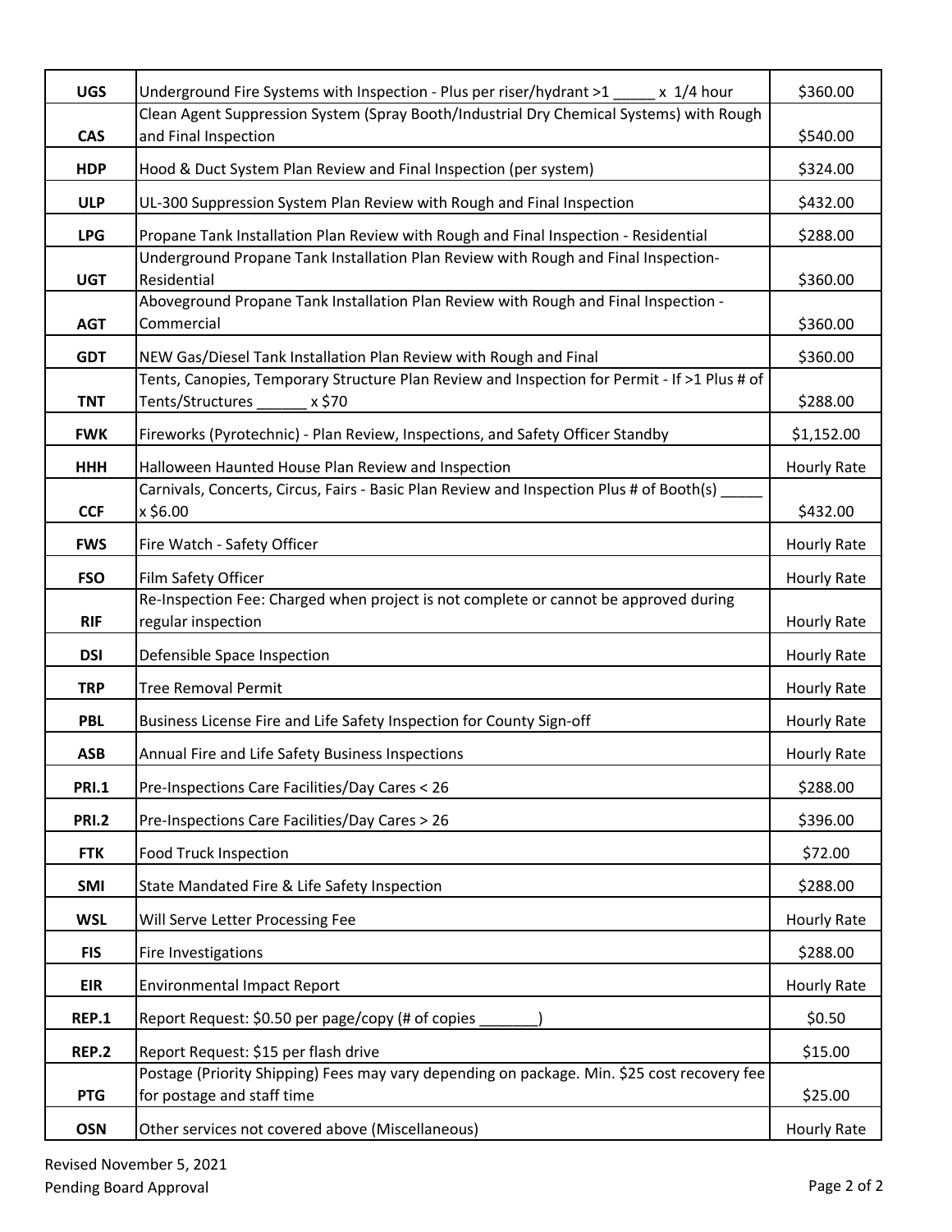| | | |
|---|---|---|
| **UGS** | Underground Fire Systems with Inspection - Plus per riser/hydrant >1 _____ x 1/4 hour | $360.00 |
| **CAS** | Clean Agent Suppression System (Spray Booth/Industrial Dry Chemical Systems) with Rough and Final Inspection | $540.00 |
| **HDP** | Hood & Duct System Plan Review and Final Inspection (per system) | $324.00 |
| **ULP** | UL-300 Suppression System Plan Review with Rough and Final Inspection | $432.00 |
| **LPG** | Propane Tank Installation Plan Review with Rough and Final Inspection - Residential | $288.00 |
| **UGT** | Underground Propane Tank Installation Plan Review with Rough and Final Inspection-Residential | $360.00 |
| **AGT** | Aboveground Propane Tank Installation Plan Review with Rough and Final Inspection - Commercial | $360.00 |
| **GDT** | NEW Gas/Diesel Tank Installation Plan Review with Rough and Final | $360.00 |
| **TNT** | Tents, Canopies, Temporary Structure Plan Review and Inspection for Permit - If >1 Plus # of Tents/Structures ______ x $70 | $288.00 |
| **FWK** | Fireworks (Pyrotechnic) - Plan Review, Inspections, and Safety Officer Standby | $1,152.00 |
| **HHH** | Halloween Haunted House Plan Review and Inspection | Hourly Rate |
| **CCF** | Carnivals, Concerts, Circus, Fairs - Basic Plan Review and Inspection Plus # of Booth(s) _____ x $6.00 | $432.00 |
| **FWS** | Fire Watch - Safety Officer | Hourly Rate |
| **FSO** | Film Safety Officer | Hourly Rate |
| **RIF** | Re-Inspection Fee: Charged when project is not complete or cannot be approved during regular inspection | Hourly Rate |
| **DSI** | Defensible Space Inspection | Hourly Rate |
| **TRP** | Tree Removal Permit | Hourly Rate |
| **PBL** | Business License Fire and Life Safety Inspection for County Sign-off | Hourly Rate |
| **ASB** | Annual Fire and Life Safety Business Inspections | Hourly Rate |
| **PRI.1** | Pre-Inspections Care Facilities/Day Cares < 26 | $288.00 |
| **PRI.2** | Pre-Inspections Care Facilities/Day Cares > 26 | $396.00 |
| **FTK** | Food Truck Inspection | $72.00 |
| **SMI** | State Mandated Fire & Life Safety Inspection | $288.00 |
| **WSL** | Will Serve Letter Processing Fee | Hourly Rate |
| **FIS** | Fire Investigations | $288.00 |
| **EIR** | Environmental Impact Report | Hourly Rate |
| **REP.1** | Report Request: $0.50 per page/copy (# of copies _______) | $0.50 |
| **REP.2** | Report Request: $15 per flash drive | $15.00 |
| **PTG** | Postage (Priority Shipping) Fees may vary depending on package. Min. $25 cost recovery fee for postage and staff time | $25.00 |
| **OSN** | Other services not covered above (Miscellaneous) | Hourly Rate |

Revised November 5, 2021
Pending Board Approval